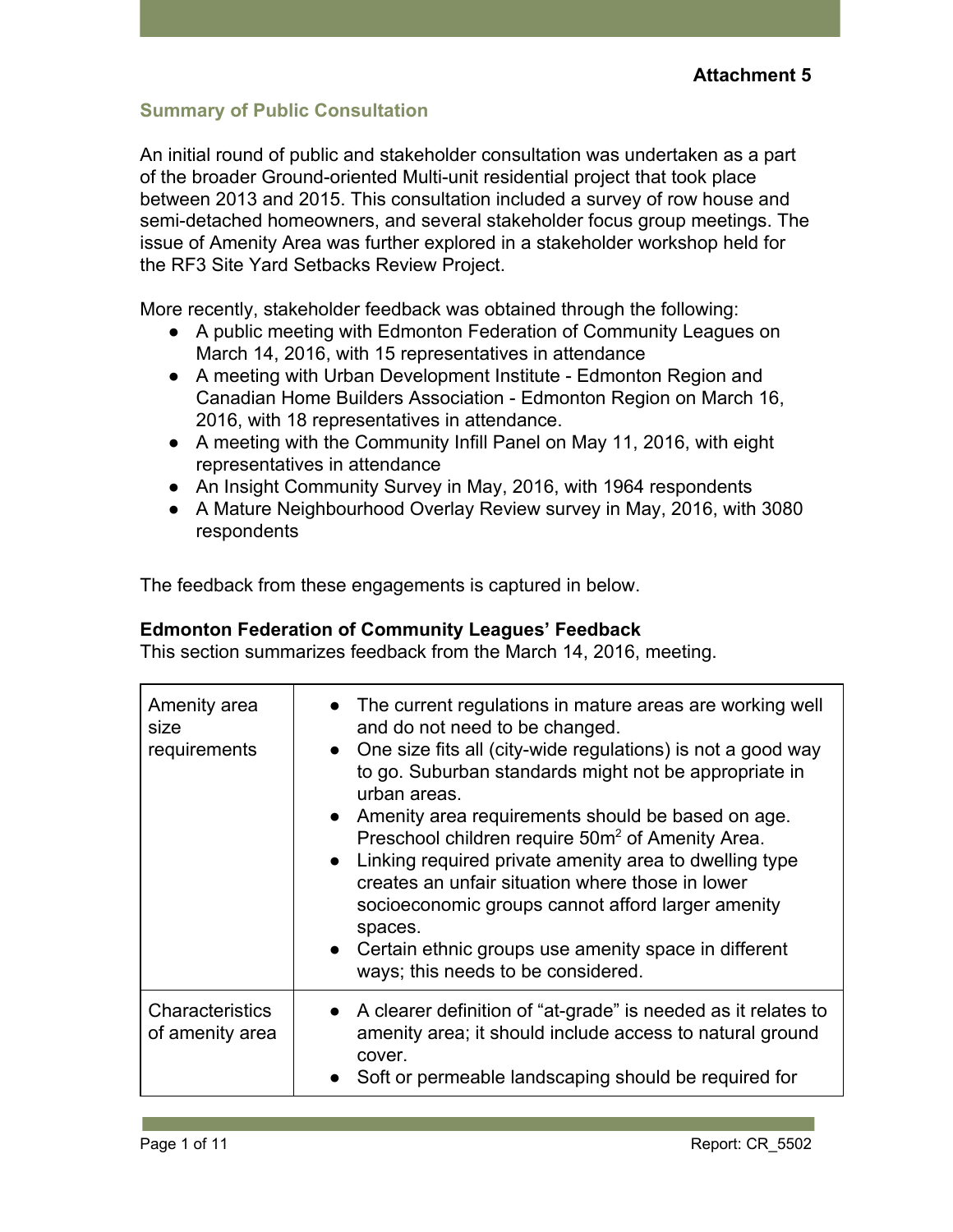**Attachment 5**

## Summary of Public Consultation

An initial round of public and stakeholder consultation was undertaken as a part of the broader Ground-oriented Multi-unit residential project that took place between 2013 and 2015. This consultation included a survey of row house and semi-detached homeowners, and several stakeholder focus group meetings. The issue of Amenity Area was further explored in a stakeholder workshop held for the RF3 Site Yard Setbacks Review Project.

More recently, stakeholder feedback was obtained through the following:

- A public meeting with Edmonton Federation of Community Leagues on March 14, 2016, with 15 representatives in attendance
- A meeting with Urban Development Institute - Edmonton Region and Canadian Home Builders Association - Edmonton Region on March 16, 2016, with 18 representatives in attendance.
- A meeting with the Community Infill Panel on May 11, 2016, with eight representatives in attendance
- An Insight Community Survey in May, 2016, with 1964 respondents
- A Mature Neighbourhood Overlay Review survey in May, 2016, with 3080 respondents

The feedback from these engagements is captured in below.

### Edmonton Federation of Community Leagues' Feedback

This section summarizes feedback from the March 14, 2016, meeting.

| | |
|---|---|
| Amenity area size requirements | • The current regulations in mature areas are working well and do not need to be changed.<br>• One size fits all (city-wide regulations) is not a good way to go. Suburban standards might not be appropriate in urban areas.<br>• Amenity area requirements should be based on age. Preschool children require 50m$^2$ of Amenity Area.<br>• Linking required private amenity area to dwelling type creates an unfair situation where those in lower socioeconomic groups cannot afford larger amenity spaces.<br>• Certain ethnic groups use amenity space in different ways; this needs to be considered. |
| Characteristics of amenity area | • A clearer definition of "at-grade" is needed as it relates to amenity area; it should include access to natural ground cover.<br>• Soft or permeable landscaping should be required for |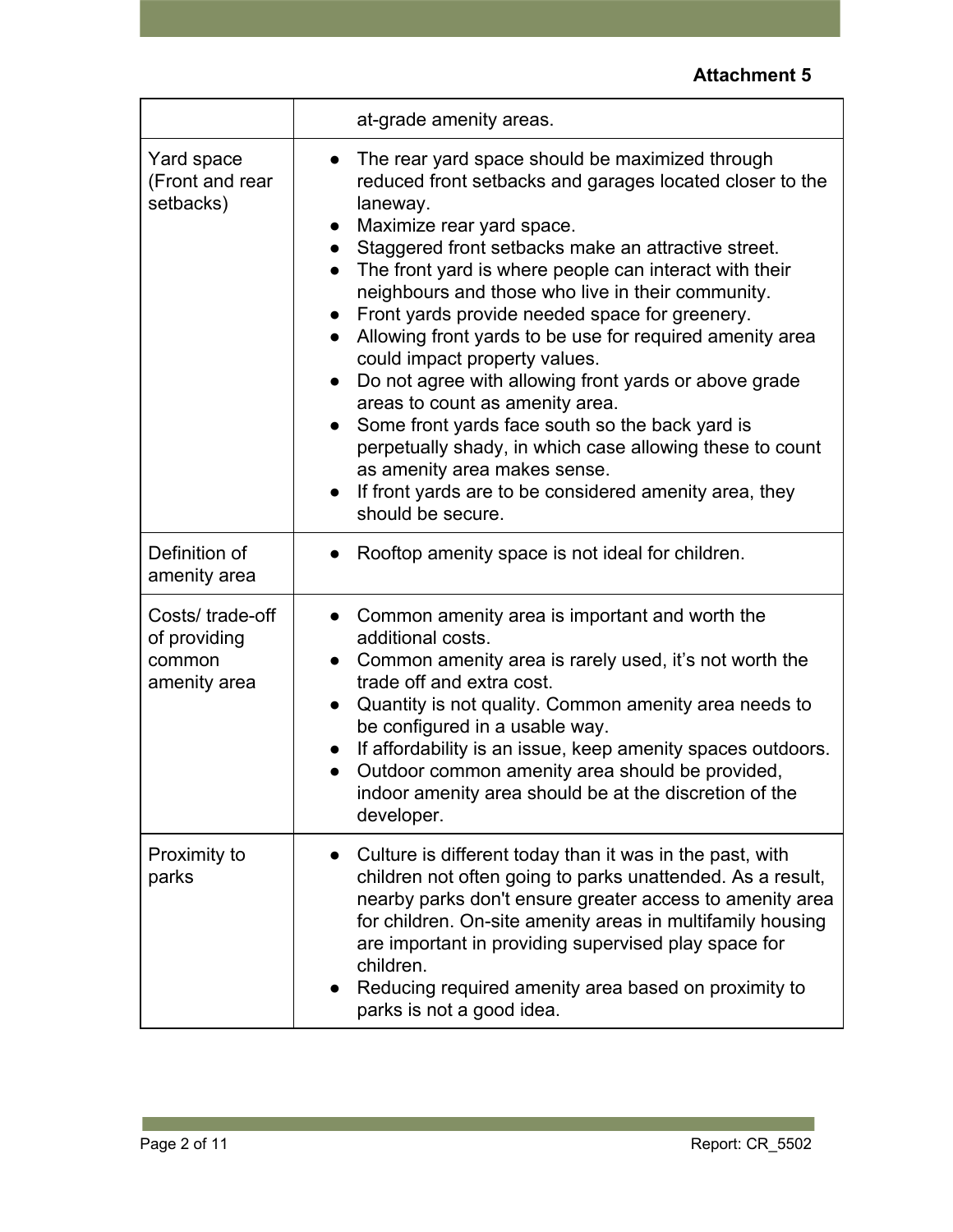**Attachment 5**

| | |
|---|---|
| | at-grade amenity areas. |
| Yard space (Front and rear setbacks) | • The rear yard space should be maximized through reduced front setbacks and garages located closer to the laneway.<br>• Maximize rear yard space.<br>• Staggered front setbacks make an attractive street.<br>• The front yard is where people can interact with their neighbours and those who live in their community.<br>• Front yards provide needed space for greenery.<br>• Allowing front yards to be use for required amenity area could impact property values.<br>• Do not agree with allowing front yards or above grade areas to count as amenity area.<br>• Some front yards face south so the back yard is perpetually shady, in which case allowing these to count as amenity area makes sense.<br>• If front yards are to be considered amenity area, they should be secure. |
| Definition of amenity area | • Rooftop amenity space is not ideal for children. |
| Costs/ trade-off of providing common amenity area | • Common amenity area is important and worth the additional costs.<br>• Common amenity area is rarely used, it's not worth the trade off and extra cost.<br>• Quantity is not quality. Common amenity area needs to be configured in a usable way.<br>• If affordability is an issue, keep amenity spaces outdoors.<br>• Outdoor common amenity area should be provided, indoor amenity area should be at the discretion of the developer. |
| Proximity to parks | • Culture is different today than it was in the past, with children not often going to parks unattended. As a result, nearby parks don't ensure greater access to amenity area for children. On-site amenity areas in multifamily housing are important in providing supervised play space for children.<br>• Reducing required amenity area based on proximity to parks is not a good idea. |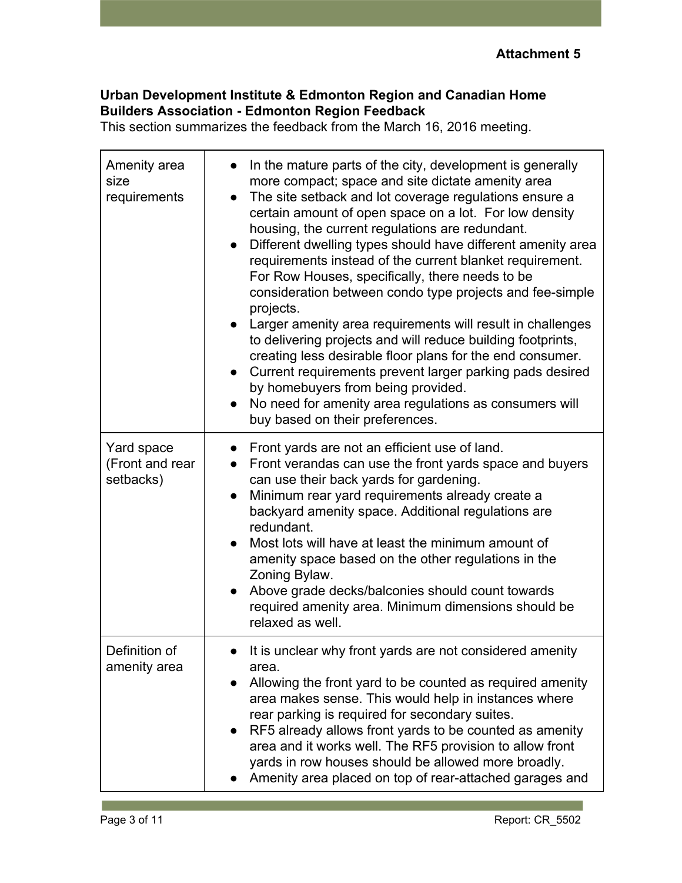**Attachment 5**

**Urban Development Institute & Edmonton Region and Canadian Home Builders Association - Edmonton Region Feedback**

This section summarizes the feedback from the March 16, 2016 meeting.

| | |
|---|---|
| Amenity area size requirements | ● In the mature parts of the city, development is generally more compact; space and site dictate amenity area<br>● The site setback and lot coverage regulations ensure a certain amount of open space on a lot. For low density housing, the current regulations are redundant.<br>● Different dwelling types should have different amenity area requirements instead of the current blanket requirement. For Row Houses, specifically, there needs to be consideration between condo type projects and fee-simple projects.<br>● Larger amenity area requirements will result in challenges to delivering projects and will reduce building footprints, creating less desirable floor plans for the end consumer.<br>● Current requirements prevent larger parking pads desired by homebuyers from being provided.<br>● No need for amenity area regulations as consumers will buy based on their preferences. |
| Yard space (Front and rear setbacks) | ● Front yards are not an efficient use of land.<br>● Front verandas can use the front yards space and buyers can use their back yards for gardening.<br>● Minimum rear yard requirements already create a backyard amenity space. Additional regulations are redundant.<br>● Most lots will have at least the minimum amount of amenity space based on the other regulations in the Zoning Bylaw.<br>● Above grade decks/balconies should count towards required amenity area. Minimum dimensions should be relaxed as well. |
| Definition of amenity area | ● It is unclear why front yards are not considered amenity area.<br>● Allowing the front yard to be counted as required amenity area makes sense. This would help in instances where rear parking is required for secondary suites.<br>● RF5 already allows front yards to be counted as amenity area and it works well. The RF5 provision to allow front yards in row houses should be allowed more broadly.<br>● Amenity area placed on top of rear-attached garages and |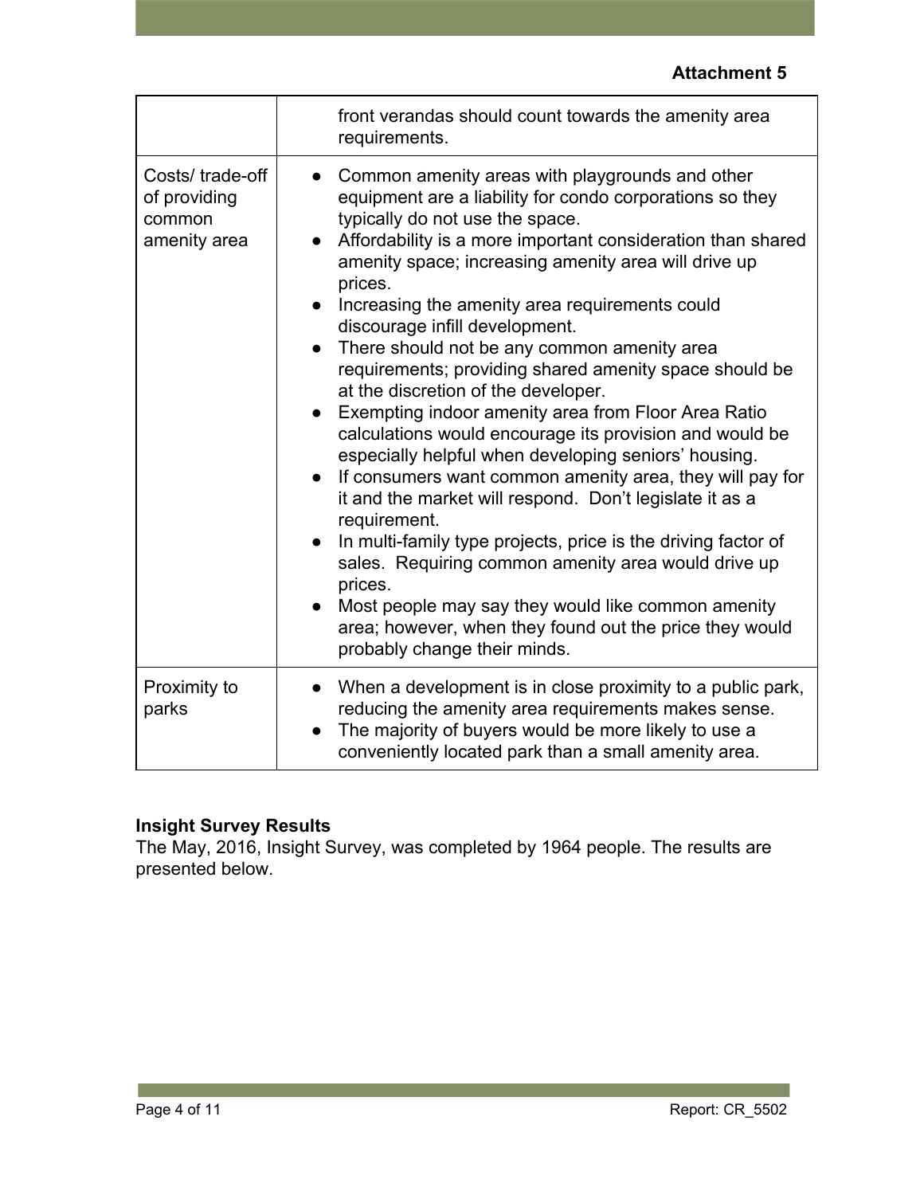**Attachment 5**

| | |
|---|---|
| | front verandas should count towards the amenity area requirements. |
| Costs/ trade-off of providing common amenity area | • Common amenity areas with playgrounds and other equipment are a liability for condo corporations so they typically do not use the space.<br>• Affordability is a more important consideration than shared amenity space; increasing amenity area will drive up prices.<br>• Increasing the amenity area requirements could discourage infill development.<br>• There should not be any common amenity area requirements; providing shared amenity space should be at the discretion of the developer.<br>• Exempting indoor amenity area from Floor Area Ratio calculations would encourage its provision and would be especially helpful when developing seniors' housing.<br>• If consumers want common amenity area, they will pay for it and the market will respond. Don't legislate it as a requirement.<br>• In multi-family type projects, price is the driving factor of sales. Requiring common amenity area would drive up prices.<br>• Most people may say they would like common amenity area; however, when they found out the price they would probably change their minds. |
| Proximity to parks | • When a development is in close proximity to a public park, reducing the amenity area requirements makes sense.<br>• The majority of buyers would be more likely to use a conveniently located park than a small amenity area. |

**Insight Survey Results**

The May, 2016, Insight Survey, was completed by 1964 people. The results are presented below.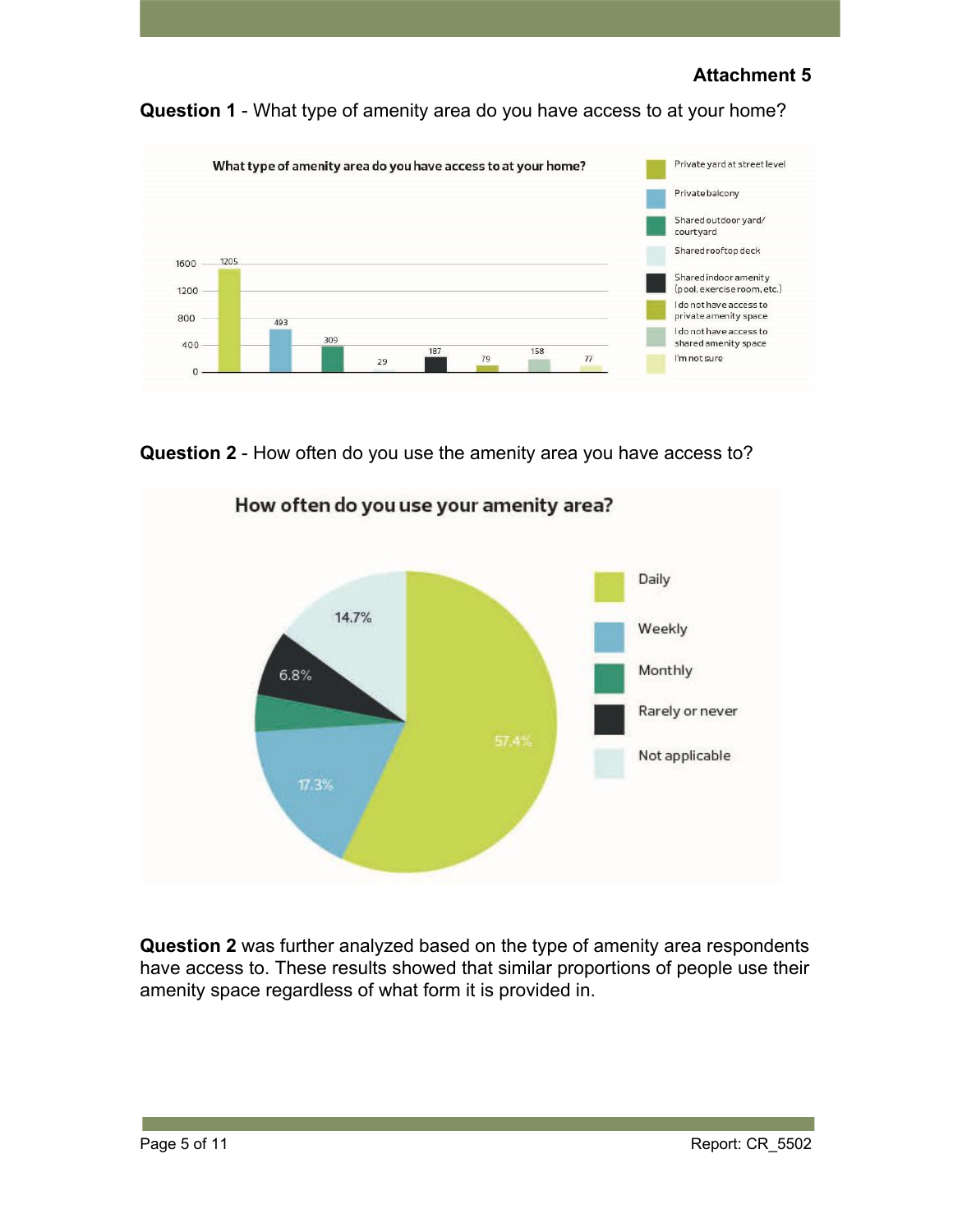**Attachment 5**

**Question 1** - What type of amenity area do you have access to at your home?

| What type of amenity area do you have access to at your home? | Count |
|---|---|
| Private yard at street level | 1205 |
| Private balcony | 493 |
| Shared outdoor yard/courtyard | 309 |
| Shared rooftop deck | 29 |
| Shared indoor amenity (pool, exercise room, etc.) | 187 |
| I do not have access to private amenity space | 79 |
| I do not have access to shared amenity space | 158 |
| I'm not sure | 77 |

**Question 2** - How often do you use the amenity area you have access to?

| How often do you use your amenity area? | Percentage |
|---|---|
| Daily | 57.4% |
| Weekly | 17.3% |
| Monthly | |
| Rarely or never | 6.8% |
| Not applicable | 14.7% |

**Question 2** was further analyzed based on the type of amenity area respondents have access to. These results showed that similar proportions of people use their amenity space regardless of what form it is provided in.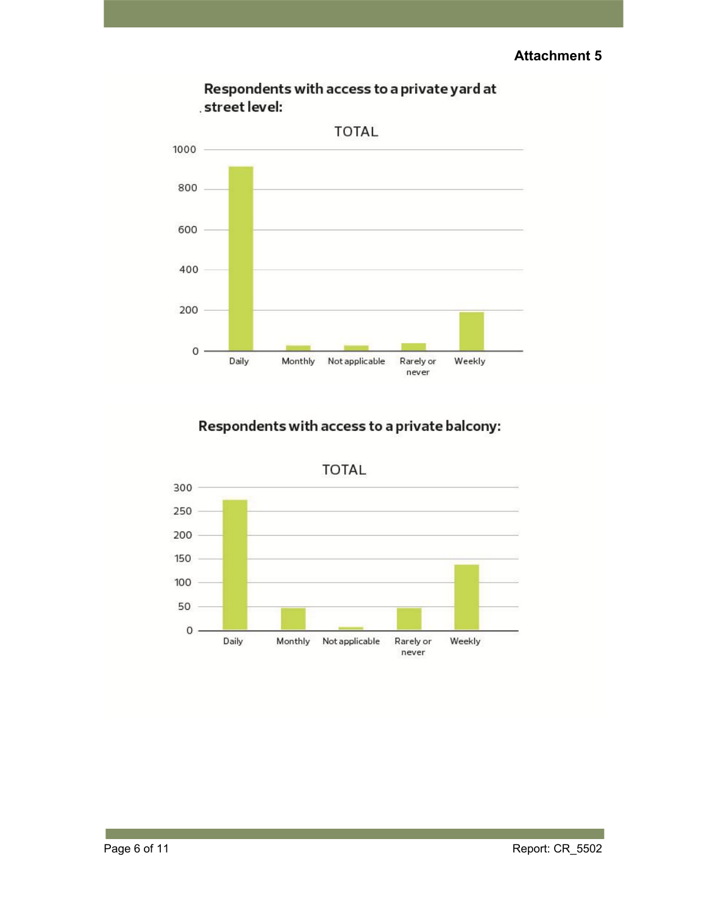**Attachment 5**

**Respondents with access to a private yard at street level:**

TOTAL

1000
800
600
400
200
0

Daily | Monthly | Not applicable | Rarely or never | Weekly

**Respondents with access to a private balcony:**

TOTAL

300
250
200
150
100
50
0

Daily | Monthly | Not applicable | Rarely or never | Weekly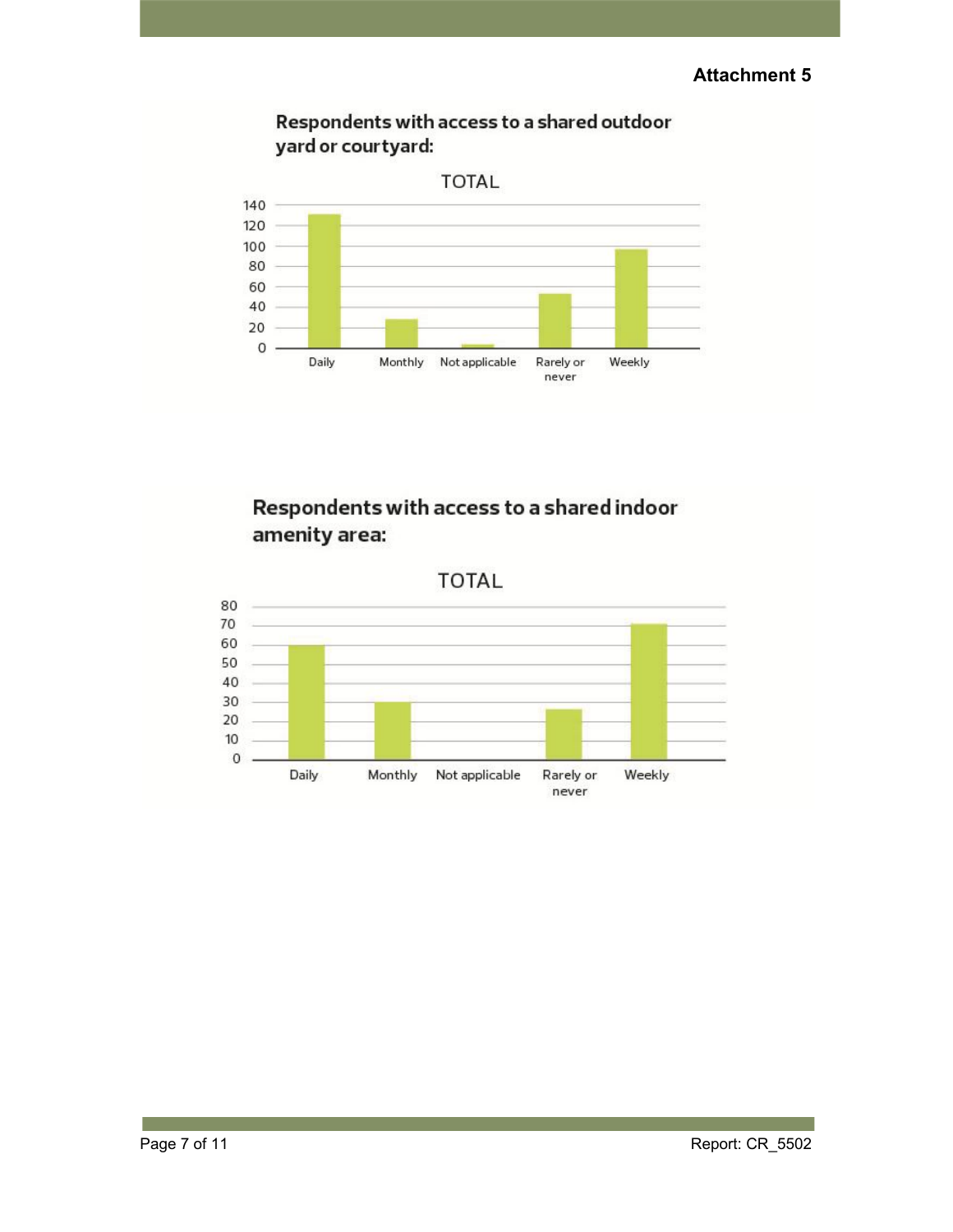**Attachment 5**

**Respondents with access to a shared outdoor yard or courtyard:**

TOTAL

140
120
100
80
60
40
20
0

Daily | Monthly | Not applicable | Rarely or never | Weekly

**Respondents with access to a shared indoor amenity area:**

TOTAL

80
70
60
50
40
30
20
10
0

Daily | Monthly | Not applicable | Rarely or never | Weekly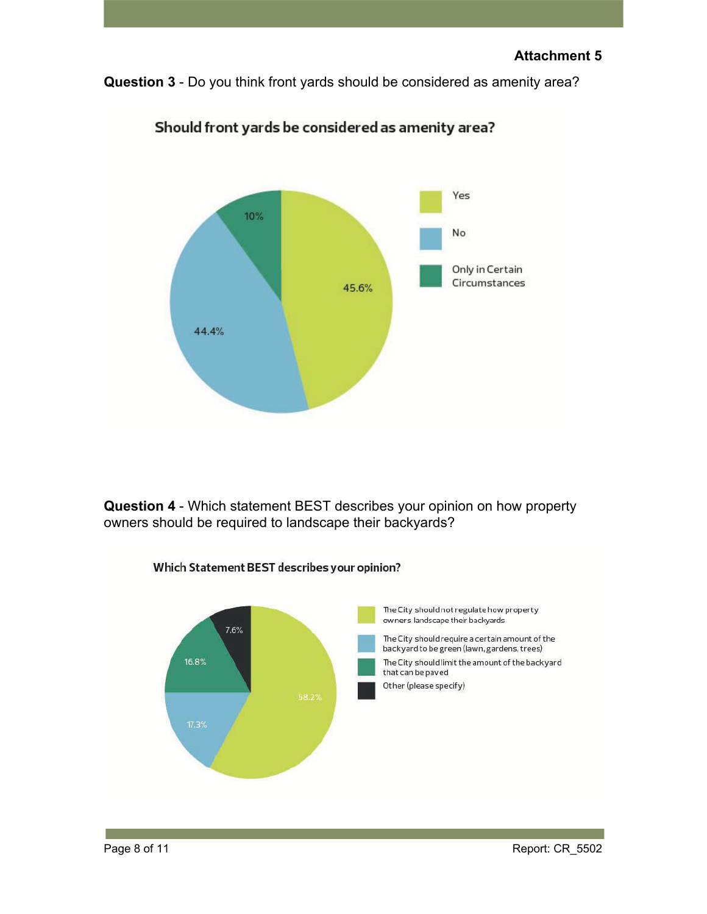**Attachment 5**

**Question 3** - Do you think front yards should be considered as amenity area?

**Should front yards be considered as amenity area?**

| Response | Percentage |
|---|---|
| Yes | 45.6% |
| No | 44.4% |
| Only in Certain Circumstances | 10% |

**Question 4** - Which statement BEST describes your opinion on how property owners should be required to landscape their backyards?

**Which Statement BEST describes your opinion?**

| Response | Percentage |
|---|---|
| The City should not regulate how property owners landscape their backyards | 58.2% |
| The City should require a certain amount of the backyard to be green (lawn, gardens, trees) | 17.3% |
| The City should limit the amount of the backyard that can be paved | 16.8% |
| Other (please specify) | 7.6% |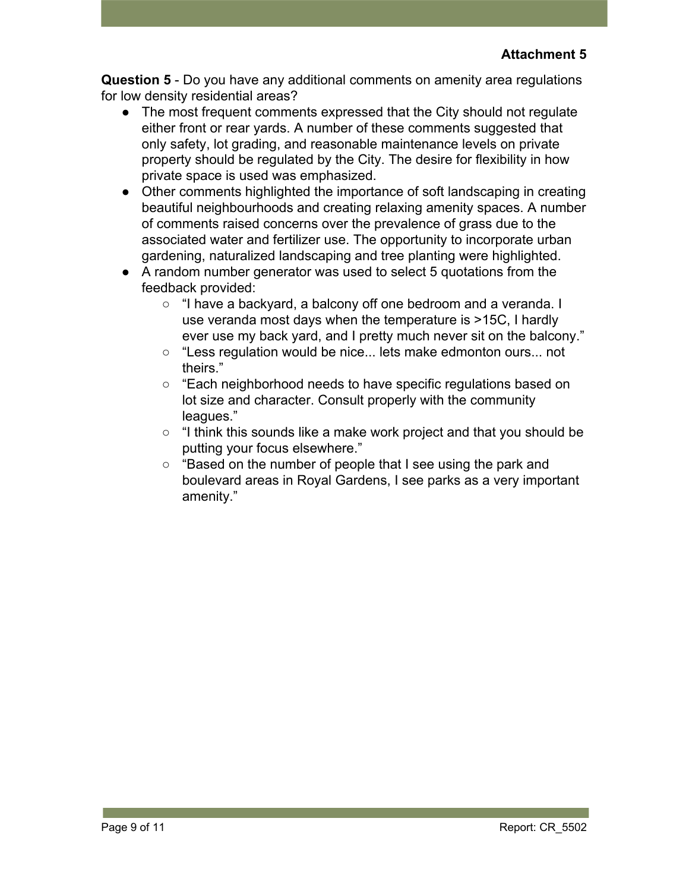**Attachment 5**

**Question 5** - Do you have any additional comments on amenity area regulations for low density residential areas?

- The most frequent comments expressed that the City should not regulate either front or rear yards. A number of these comments suggested that only safety, lot grading, and reasonable maintenance levels on private property should be regulated by the City. The desire for flexibility in how private space is used was emphasized.
- Other comments highlighted the importance of soft landscaping in creating beautiful neighbourhoods and creating relaxing amenity spaces. A number of comments raised concerns over the prevalence of grass due to the associated water and fertilizer use. The opportunity to incorporate urban gardening, naturalized landscaping and tree planting were highlighted.
- A random number generator was used to select 5 quotations from the feedback provided:
    - “I have a backyard, a balcony off one bedroom and a veranda. I use veranda most days when the temperature is >15C, I hardly ever use my back yard, and I pretty much never sit on the balcony.”
    - “Less regulation would be nice... lets make edmonton ours... not theirs.”
    - “Each neighborhood needs to have specific regulations based on lot size and character. Consult properly with the community leagues.”
    - “I think this sounds like a make work project and that you should be putting your focus elsewhere.”
    - “Based on the number of people that I see using the park and boulevard areas in Royal Gardens, I see parks as a very important amenity.”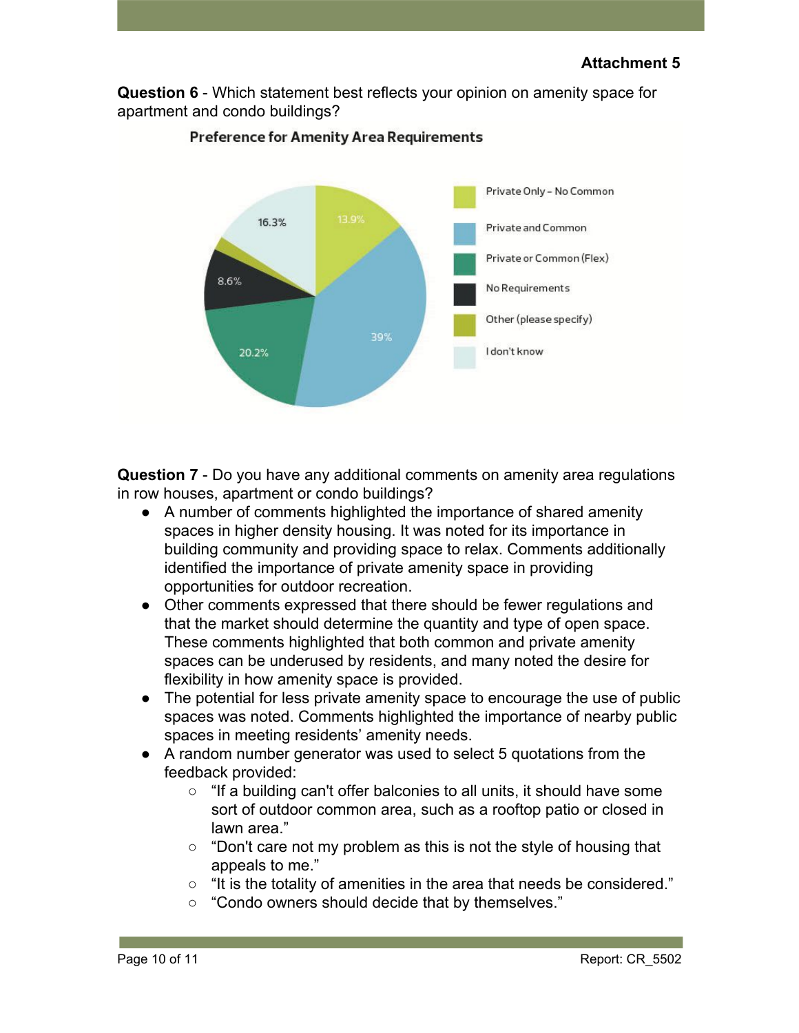**Attachment 5**

**Question 6** - Which statement best reflects your opinion on amenity space for apartment and condo buildings?

**Preference for Amenity Area Requirements**

| Response | Percentage |
| --- | --- |
| Private Only – No Common | 13.9% |
| Private and Common | 39% |
| Private or Common (Flex) | 20.2% |
| No Requirements | 8.6% |
| Other (please specify) | |
| I don't know | 16.3% |

**Question 7** - Do you have any additional comments on amenity area regulations in row houses, apartment or condo buildings?

- A number of comments highlighted the importance of shared amenity spaces in higher density housing. It was noted for its importance in building community and providing space to relax. Comments additionally identified the importance of private amenity space in providing opportunities for outdoor recreation.
- Other comments expressed that there should be fewer regulations and that the market should determine the quantity and type of open space. These comments highlighted that both common and private amenity spaces can be underused by residents, and many noted the desire for flexibility in how amenity space is provided.
- The potential for less private amenity space to encourage the use of public spaces was noted. Comments highlighted the importance of nearby public spaces in meeting residents' amenity needs.
- A random number generator was used to select 5 quotations from the feedback provided:
  - "If a building can't offer balconies to all units, it should have some sort of outdoor common area, such as a rooftop patio or closed in lawn area."
  - "Don't care not my problem as this is not the style of housing that appeals to me."
  - "It is the totality of amenities in the area that needs be considered."
  - "Condo owners should decide that by themselves."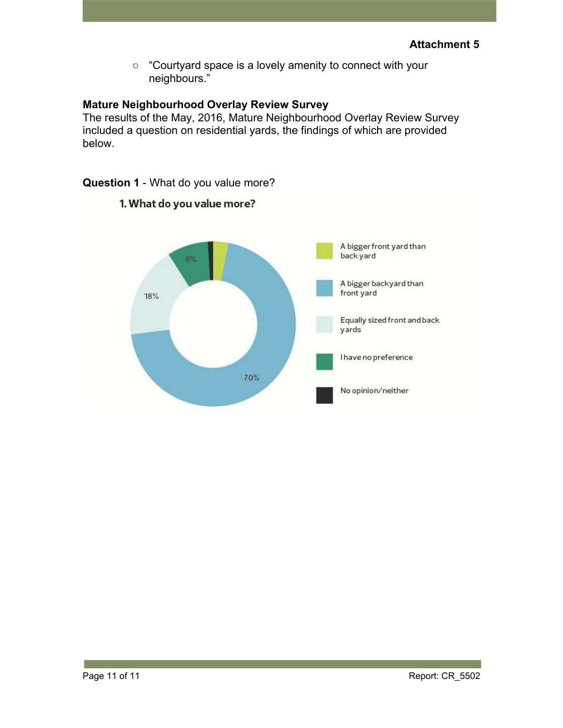**Attachment 5**

- "Courtyard space is a lovely amenity to connect with your neighbours."

**Mature Neighbourhood Overlay Review Survey**

The results of the May, 2016, Mature Neighbourhood Overlay Review Survey included a question on residential yards, the findings of which are provided below.

**Question 1** - What do you value more?

1. What do you value more?

8%

18%

70%

A bigger front yard than back yard

A bigger backyard than front yard

Equally sized front and back yards

I have no preference

No opinion/neither